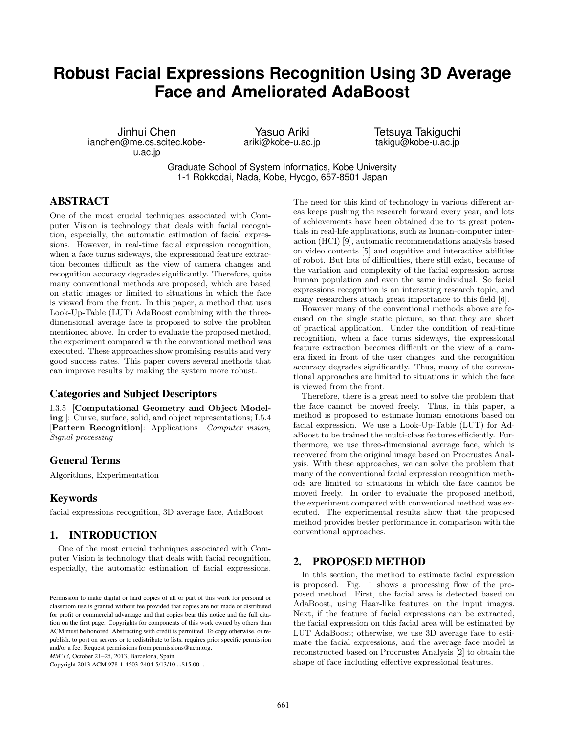# Robust Facial Expressions Recognition Using 3D Average Face and Ameliorated AdaBoost

Jinhui Chen
ianchen@me.cs.scitec.kobe-u.ac.jp

Yasuo Ariki
ariki@kobe-u.ac.jp

Tetsuya Takiguchi
takigu@kobe-u.ac.jp

Graduate School of System Informatics, Kobe University
1-1 Rokkodai, Nada, Kobe, Hyogo, 657-8501 Japan

## ABSTRACT

One of the most crucial techniques associated with Computer Vision is technology that deals with facial recognition, especially, the automatic estimation of facial expressions. However, in real-time facial expression recognition, when a face turns sideways, the expressional feature extraction becomes difficult as the view of camera changes and recognition accuracy degrades significantly. Therefore, quite many conventional methods are proposed, which are based on static images or limited to situations in which the face is viewed from the front. In this paper, a method that uses Look-Up-Table (LUT) AdaBoost combining with the three-dimensional average face is proposed to solve the problem mentioned above. In order to evaluate the proposed method, the experiment compared with the conventional method was executed. These approaches show promising results and very good success rates. This paper covers several methods that can improve results by making the system more robust.

### Categories and Subject Descriptors

I.3.5 [**Computational Geometry and Object Modeling** ]: Curve, surface, solid, and object representations; I.5.4 [**Pattern Recognition**]: Applications—*Computer vision, Signal processing*

### General Terms

Algorithms, Experimentation

### Keywords

facial expressions recognition, 3D average face, AdaBoost

## 1. INTRODUCTION

One of the most crucial techniques associated with Computer Vision is technology that deals with facial recognition, especially, the automatic estimation of facial expressions. The need for this kind of technology in various different areas keeps pushing the research forward every year, and lots of achievements have been obtained due to its great potentials in real-life applications, such as human-computer interaction (HCI) [9], automatic recommendations analysis based on video contents [5] and cognitive and interactive abilities of robot. But lots of difficulties, there still exist, because of the variation and complexity of the facial expression across human population and even the same individual. So facial expressions recognition is an interesting research topic, and many researchers attach great importance to this field [6].

However many of the conventional methods above are focused on the single static picture, so that they are short of practical application. Under the condition of real-time recognition, when a face turns sideways, the expressional feature extraction becomes difficult or the view of a camera fixed in front of the user changes, and the recognition accuracy degrades significantly. Thus, many of the conventional approaches are limited to situations in which the face is viewed from the front.

Therefore, there is a great need to solve the problem that the face cannot be moved freely. Thus, in this paper, a method is proposed to estimate human emotions based on facial expression. We use a Look-Up-Table (LUT) for AdaBoost to be trained the multi-class features efficiently. Furthermore, we use three-dimensional average face, which is recovered from the original image based on Procrustes Analysis. With these approaches, we can solve the problem that many of the conventional facial expression recognition methods are limited to situations in which the face cannot be moved freely. In order to evaluate the proposed method, the experiment compared with conventional method was executed. The experimental results show that the proposed method provides better performance in comparison with the conventional approaches.

## 2. PROPOSED METHOD

In this section, the method to estimate facial expression is proposed. Fig. 1 shows a processing flow of the proposed method. First, the facial area is detected based on AdaBoost, using Haar-like features on the input images. Next, if the feature of facial expressions can be extracted, the facial expression on this facial area will be estimated by LUT AdaBoost; otherwise, we use 3D average face to estimate the facial expressions, and the average face model is reconstructed based on Procrustes Analysis [2] to obtain the shape of face including effective expressional features.

Permission to make digital or hard copies of all or part of this work for personal or classroom use is granted without fee provided that copies are not made or distributed for profit or commercial advantage and that copies bear this notice and the full citation on the first page. Copyrights for components of this work owned by others than ACM must be honored. Abstracting with credit is permitted. To copy otherwise, or republish, to post on servers or to redistribute to lists, requires prior specific permission and/or a fee. Request permissions from permissions@acm.org.
*MM'13,* October 21–25, 2013, Barcelona, Spain.
Copyright 2013 ACM 978-1-4503-2404-5/13/10 ...$15.00. .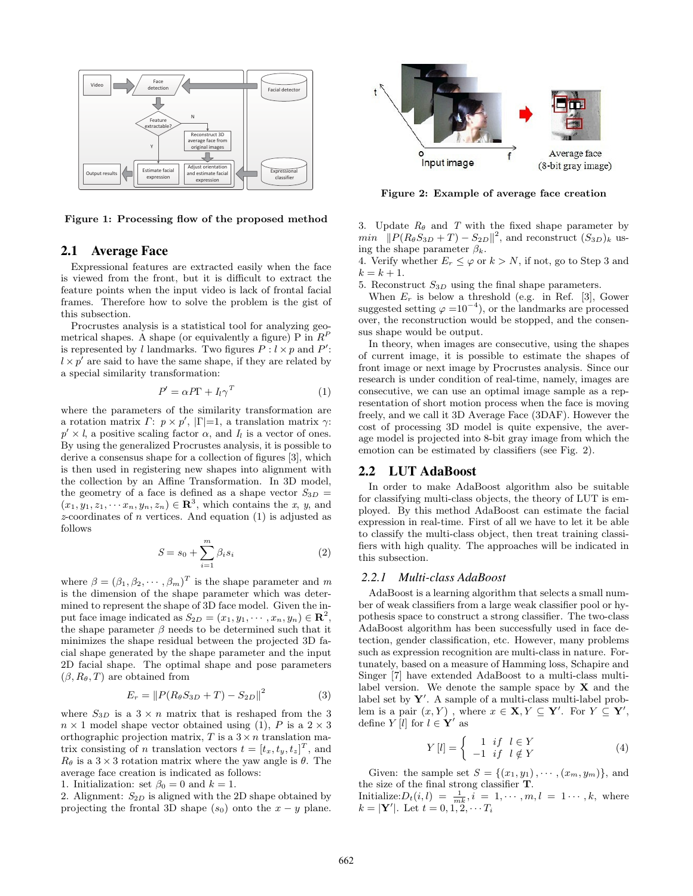Figure 1: Processing flow of the proposed method

## 2.1 Average Face

Expressional features are extracted easily when the face is viewed from the front, but it is difficult to extract the feature points when the input video is lack of frontal facial frames. Therefore how to solve the problem is the gist of this subsection.

Procrustes analysis is a statistical tool for analyzing geometrical shapes. A shape (or equivalently a figure) P in $R^P$ is represented by $l$ landmarks. Two figures $P : l \times p$ and $P'$: $l \times p'$ are said to have the same shape, if they are related by a special similarity transformation:

$$P' = \alpha P \Gamma + I_l \gamma^T \tag{1}$$

where the parameters of the similarity transformation are a rotation matrix $\Gamma$: $p \times p'$, $|\Gamma|$=1, a translation matrix $\gamma$: $p' \times l$, a positive scaling factor $\alpha$, and $I_l$ is a vector of ones. By using the generalized Procrustes analysis, it is possible to derive a consensus shape for a collection of figures [3], which is then used in registering new shapes into alignment with the collection by an Affine Transformation. In 3D model, the geometry of a face is defined as a shape vector $S_{3D} = (x_1, y_1, z_1, \cdots x_n, y_n, z_n) \in \mathbf{R}^3$, which contains the $x$, $y$, and $z$-coordinates of $n$ vertices. And equation (1) is adjusted as follows

$$S = s_0 + \sum_{i=1}^{m} \beta_i s_i \tag{2}$$

where $\beta = (\beta_1, \beta_2, \cdots, \beta_m)^T$ is the shape parameter and $m$ is the dimension of the shape parameter which was determined to represent the shape of 3D face model. Given the input face image indicated as $S_{2D} = (x_1, y_1, \cdots, x_n, y_n) \in \mathbf{R}^2$, the shape parameter $\beta$ needs to be determined such that it minimizes the shape residual between the projected 3D facial shape generated by the shape parameter and the input 2D facial shape. The optimal shape and pose parameters $(\beta, R_\theta, T)$ are obtained from

$$E_r = \| P(R_\theta S_{3D} + T) - S_{2D} \|^2 \tag{3}$$

where $S_{3D}$ is a $3 \times n$ matrix that is reshaped from the 3 $n \times 1$ model shape vector obtained using (1), $P$ is a $2 \times 3$ orthographic projection matrix, $T$ is a $3 \times n$ translation matrix consisting of $n$ translation vectors $t = [t_x, t_y, t_z]^T$, and $R_\theta$ is a $3 \times 3$ rotation matrix where the yaw angle is $\theta$. The average face creation is indicated as follows:

1. Initialization: set $\beta_0 = 0$ and $k = 1$.
2. Alignment: $S_{2D}$ is aligned with the 2D shape obtained by projecting the frontal 3D shape ($s_0$) onto the $x - y$ plane.
3. Update $R_\theta$ and $T$ with the fixed shape parameter by $min \quad \| P(R_\theta S_{3D} + T) - S_{2D} \|^2$, and reconstruct $(S_{3D})_k$ using the shape parameter $\beta_k$.
4. Verify whether $E_r \leq \varphi$ or $k > N$, if not, go to Step 3 and $k = k + 1$.
5. Reconstruct $S_{3D}$ using the final shape parameters.

When $E_r$ is below a threshold (e.g. in Ref. [3], Gower suggested setting $\varphi = 10^{-4}$), or the landmarks are processed over, the reconstruction would be stopped, and the consensus shape would be output.

In theory, when images are consecutive, using the shapes of current image, it is possible to estimate the shapes of front image or next image by Procrustes analysis. Since our research is under condition of real-time, namely, images are consecutive, we can use an optimal image sample as a representation of short motion process when the face is moving freely, and we call it 3D Average Face (3DAF). However the cost of processing 3D model is quite expensive, the average model is projected into 8-bit gray image from which the emotion can be estimated by classifiers (see Fig. 2).

Figure 2: Example of average face creation

## 2.2 LUT AdaBoost

In order to make AdaBoost algorithm also be suitable for classifying multi-class objects, the theory of LUT is employed. By this method AdaBoost can estimate the facial expression in real-time. First of all we have to let it be able to classify the multi-class object, then treat training classifiers with high quality. The approaches will be indicated in this subsection.

### 2.2.1 *Multi-class AdaBoost*

AdaBoost is a learning algorithm that selects a small number of weak classifiers from a large weak classifier pool or hypothesis space to construct a strong classifier. The two-class AdaBoost algorithm has been successfully used in face detection, gender classification, etc. However, many problems such as expression recognition are multi-class in nature. Fortunately, based on a measure of Hamming loss, Schapire and Singer [7] have extended AdaBoost to a multi-class multi-label version. We denote the sample space by $\mathbf{X}$ and the label set by $\mathbf{Y}'$. A sample of a multi-class multi-label problem is a pair $(x, Y)$ , where $x \in \mathbf{X}, Y \subseteq \mathbf{Y}'$. For $Y \subseteq \mathbf{Y}'$, define $Y[l]$ for $l \in \mathbf{Y}'$ as

$$Y[l] = \begin{cases} 1 & if \;\; l \in Y \\ -1 & if \;\; l \notin Y \end{cases} \tag{4}$$

Given: the sample set $S = \{(x_1, y_1), \cdots, (x_m, y_m)\}$, and the size of the final strong classifier $\mathbf{T}$.

Initialize: $D_t(i, l) = \frac{1}{mk}, i = 1, \cdots, m, l = 1 \cdots, k$, where $k = |\mathbf{Y}'|$. Let $t = 0, 1, 2, \cdots T_i$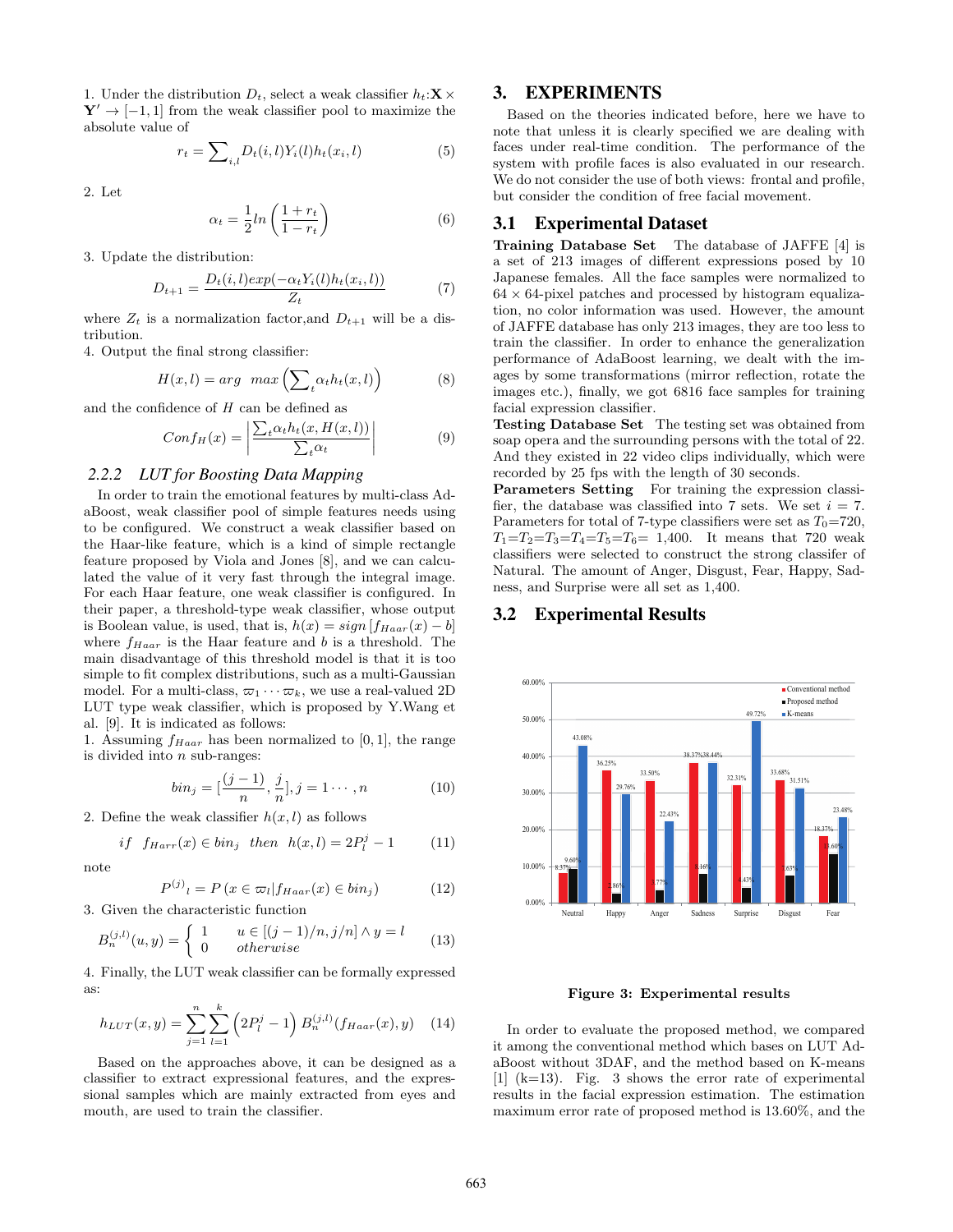1. Under the distribution $D_t$, select a weak classifier $h_t$:$\mathbf{X} \times \mathbf{Y}' \to [-1, 1]$ from the weak classifier pool to maximize the absolute value of

$$r_t = \sum\nolimits_{i,l} D_t(i,l) Y_i(l) h_t(x_i, l) \tag{5}$$

2. Let

$$\alpha_t = \frac{1}{2} ln \left( \frac{1 + r_t}{1 - r_t} \right) \tag{6}$$

3. Update the distribution:

$$D_{t+1} = \frac{D_t(i,l) exp(-\alpha_t Y_i(l) h_t(x_i, l))}{Z_t} \tag{7}$$

where $Z_t$ is a normalization factor,and $D_{t+1}$ will be a distribution.
4. Output the final strong classifier:

$$H(x, l) = arg \ \ max \left( \sum\nolimits_t \alpha_t h_t(x, l) \right) \tag{8}$$

and the confidence of $H$ can be defined as

$$Conf_H(x) = \left| \frac{\sum_t \alpha_t h_t(x, H(x, l))}{\sum_t \alpha_t} \right| \tag{9}$$

### 2.2.2 LUT for Boosting Data Mapping

In order to train the emotional features by multi-class AdaBoost, weak classifier pool of simple features needs using to be configured. We construct a weak classifier based on the Haar-like feature, which is a kind of simple rectangle feature proposed by Viola and Jones [8], and we can calculated the value of it very fast through the integral image. For each Haar feature, one weak classifier is configured. In their paper, a threshold-type weak classifier, whose output is Boolean value, is used, that is, $h(x) = sign\left[f_{Haar}(x) - b\right]$ where $f_{Haar}$ is the Haar feature and $b$ is a threshold. The main disadvantage of this threshold model is that it is too simple to fit complex distributions, such as a multi-Gaussian model. For a multi-class, $\varpi_1 \cdots \varpi_k$, we use a real-valued 2D LUT type weak classifier, which is proposed by Y.Wang et al. [9]. It is indicated as follows:
1. Assuming $f_{Haar}$ has been normalized to $[0, 1]$, the range is divided into $n$ sub-ranges:

$$bin_j = [\frac{(j-1)}{n}, \frac{j}{n}], j = 1 \cdots, n \tag{10}$$

2. Define the weak classifier $h(x, l)$ as follows

$$if \ \ f_{Harr}(x) \in bin_j \ \ then \ \ h(x, l) = 2P_l^j - 1 \tag{11}$$

note

$$P^{(j)}{}_l = P\left(x \in \varpi_l | f_{Haar}(x) \in bin_j\right) \tag{12}$$

3. Given the characteristic function

$$B_n^{(j,l)}(u, y) = \begin{cases} 1 & u \in [(j-1)/n, j/n] \wedge y = l \\ 0 & otherwise \end{cases} \tag{13}$$

4. Finally, the LUT weak classifier can be formally expressed as:

$$h_{LUT}(x, y) = \sum_{j=1}^{n} \sum_{l=1}^{k} \left(2P_l^j - 1\right) B_n^{(j,l)}(f_{Haar}(x), y) \tag{14}$$

Based on the approaches above, it can be designed as a classifier to extract expressional features, and the expressional samples which are mainly extracted from eyes and mouth, are used to train the classifier.

## 3. EXPERIMENTS

Based on the theories indicated before, here we have to note that unless it is clearly specified we are dealing with faces under real-time condition. The performance of the system with profile faces is also evaluated in our research. We do not consider the use of both views: frontal and profile, but consider the condition of free facial movement.

### 3.1 Experimental Dataset

**Training Database Set** The database of JAFFE [4] is a set of 213 images of different expressions posed by 10 Japanese females. All the face samples were normalized to $64 \times 64$-pixel patches and processed by histogram equalization, no color information was used. However, the amount of JAFFE database has only 213 images, they are too less to train the classifier. In order to enhance the generalization performance of AdaBoost learning, we dealt with the images by some transformations (mirror reflection, rotate the images etc.), finally, we got 6816 face samples for training facial expression classifier.
**Testing Database Set** The testing set was obtained from soap opera and the surrounding persons with the total of 22. And they existed in 22 video clips individually, which were recorded by 25 fps with the length of 30 seconds.
**Parameters Setting** For training the expression classifier, the database was classified into 7 sets. We set $i = 7$. Parameters for total of 7-type classifiers were set as $T_0$=720, $T_1$=$T_2$=$T_3$=$T_4$=$T_5$=$T_6$= 1,400. It means that 720 weak classifiers were selected to construct the strong classifer of Natural. The amount of Anger, Disgust, Fear, Happy, Sadness, and Surprise were all set as 1,400.

### 3.2 Experimental Results

| | Neutral | Happy | Anger | Sadness | Surprise | Disgust | Fear |
|---|---|---|---|---|---|---|---|
| Conventional method | 8.37% | 36.25% | 33.50% | 38.37% | 32.31% | 33.68% | 18.37% |
| Proposed method | 9.60% | 2.86% | 3.77% | 8.16% | 4.43% | 7.63% | 13.60% |
| K-means | 43.08% | 29.76% | 22.43% | 38.44% | 49.72% | 31.51% | 23.48% |

**Figure 3: Experimental results**

In order to evaluate the proposed method, we compared it among the conventional method which bases on LUT AdaBoost without 3DAF, and the method based on K-means [1] (k=13). Fig. 3 shows the error rate of experimental results in the facial expression estimation. The estimation maximum error rate of proposed method is 13.60%, and the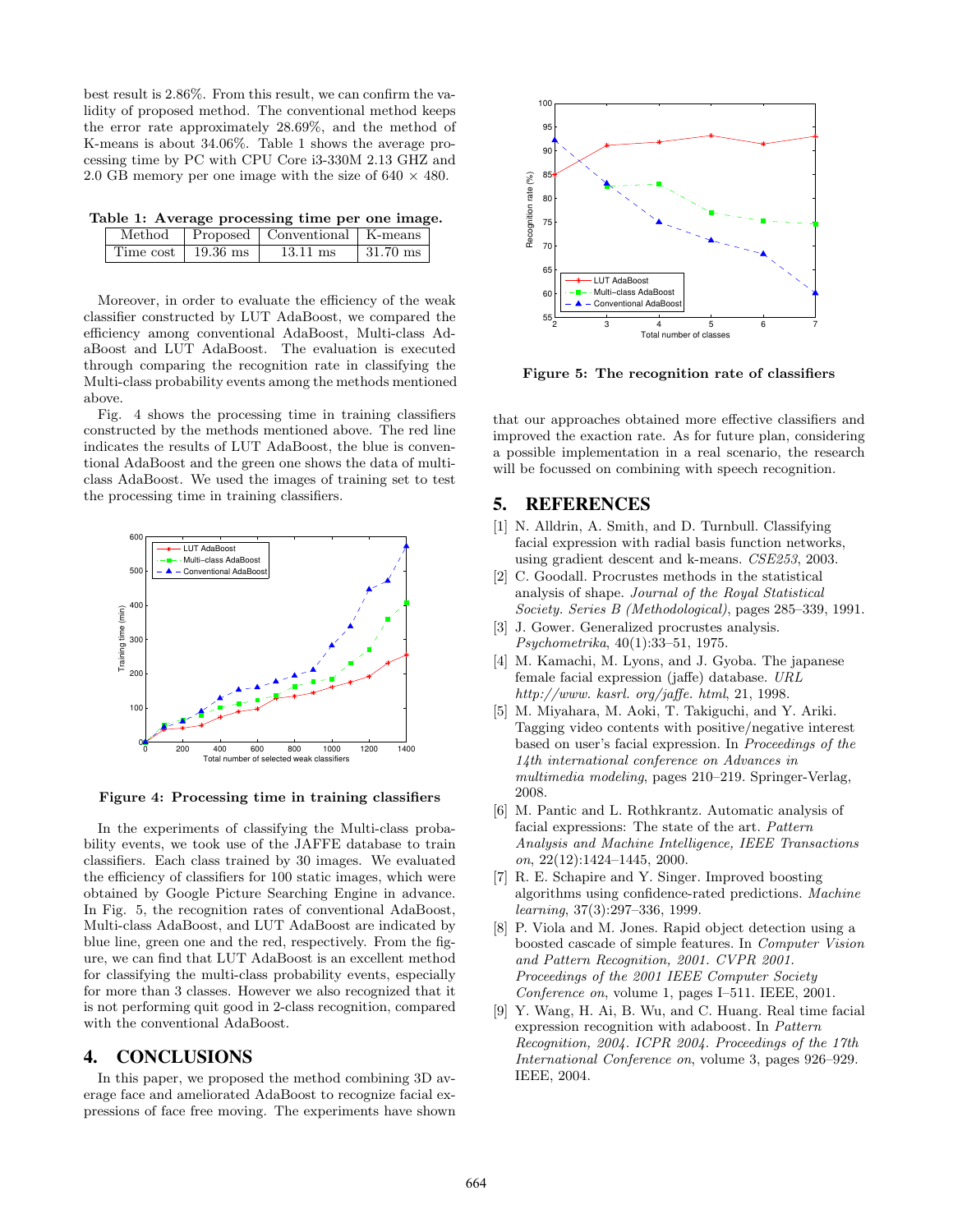best result is 2.86%. From this result, we can confirm the validity of proposed method. The conventional method keeps the error rate approximately 28.69%, and the method of K-means is about 34.06%. Table 1 shows the average processing time by PC with CPU Core i3-330M 2.13 GHZ and 2.0 GB memory per one image with the size of 640 × 480.

**Table 1: Average processing time per one image.**

| Method | Proposed | Conventional | K-means |
|---|---|---|---|
| Time cost | 19.36 ms | 13.11 ms | 31.70 ms |

Moreover, in order to evaluate the efficiency of the weak classifier constructed by LUT AdaBoost, we compared the efficiency among conventional AdaBoost, Multi-class AdaBoost and LUT AdaBoost. The evaluation is executed through comparing the recognition rate in classifying the Multi-class probability events among the methods mentioned above.

Fig. 4 shows the processing time in training classifiers constructed by the methods mentioned above. The red line indicates the results of LUT AdaBoost, the blue is conventional AdaBoost and the green one shows the data of multi-class AdaBoost. We used the images of training set to test the processing time in training classifiers.

LUT AdaBoost
Multi-class AdaBoost
Conventional AdaBoost
Training time (min)
Total number of selected weak classifiers
0
100
200
300
400
500
600
0
200
400
600
800
1000
1200
1400

**Figure 4: Processing time in training classifiers**

In the experiments of classifying the Multi-class probability events, we took use of the JAFFE database to train classifiers. Each class trained by 30 images. We evaluated the efficiency of classifiers for 100 static images, which were obtained by Google Picture Searching Engine in advance. In Fig. 5, the recognition rates of conventional AdaBoost, Multi-class AdaBoost, and LUT AdaBoost are indicated by blue line, green one and the red, respectively. From the figure, we can find that LUT AdaBoost is an excellent method for classifying the multi-class probability events, especially for more than 3 classes. However we also recognized that it is not performing quit good in 2-class recognition, compared with the conventional AdaBoost.

## 4. CONCLUSIONS

In this paper, we proposed the method combining 3D average face and ameliorated AdaBoost to recognize facial expressions of face free moving. The experiments have shown that our approaches obtained more effective classifiers and improved the exaction rate. As for future plan, considering a possible implementation in a real scenario, the research will be focussed on combining with speech recognition.

Recognition rate (%)
Total number of classes
LUT AdaBoost
Multi-class AdaBoost
Conventional AdaBoost
55
60
65
70
75
80
85
90
95
100
2
3
4
5
6
7

**Figure 5: The recognition rate of classifiers**

## 5. REFERENCES

[1] N. Alldrin, A. Smith, and D. Turnbull. Classifying facial expression with radial basis function networks, using gradient descent and k-means. *CSE253*, 2003.

[2] C. Goodall. Procrustes methods in the statistical analysis of shape. *Journal of the Royal Statistical Society. Series B (Methodological)*, pages 285–339, 1991.

[3] J. Gower. Generalized procrustes analysis. *Psychometrika*, 40(1):33–51, 1975.

[4] M. Kamachi, M. Lyons, and J. Gyoba. The japanese female facial expression (jaffe) database. *URL http://www. kasrl. org/jaffe. html*, 21, 1998.

[5] M. Miyahara, M. Aoki, T. Takiguchi, and Y. Ariki. Tagging video contents with positive/negative interest based on user's facial expression. In *Proceedings of the 14th international conference on Advances in multimedia modeling*, pages 210–219. Springer-Verlag, 2008.

[6] M. Pantic and L. Rothkrantz. Automatic analysis of facial expressions: The state of the art. *Pattern Analysis and Machine Intelligence, IEEE Transactions on*, 22(12):1424–1445, 2000.

[7] R. E. Schapire and Y. Singer. Improved boosting algorithms using confidence-rated predictions. *Machine learning*, 37(3):297–336, 1999.

[8] P. Viola and M. Jones. Rapid object detection using a boosted cascade of simple features. In *Computer Vision and Pattern Recognition, 2001. CVPR 2001. Proceedings of the 2001 IEEE Computer Society Conference on*, volume 1, pages I–511. IEEE, 2001.

[9] Y. Wang, H. Ai, B. Wu, and C. Huang. Real time facial expression recognition with adaboost. In *Pattern Recognition, 2004. ICPR 2004. Proceedings of the 17th International Conference on*, volume 3, pages 926–929. IEEE, 2004.